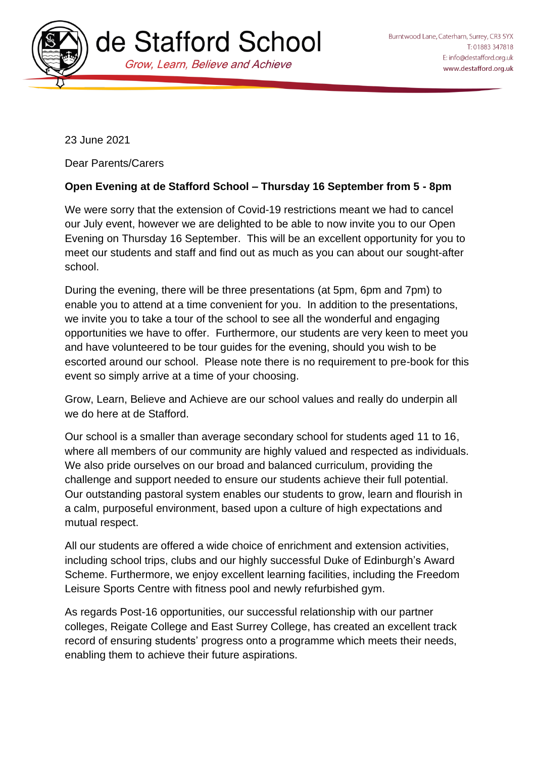# de Stafford School

*Grow, Learn, Believe and Achieve*

Burntwood Lane, Caterham, Surrey, CR3 5YX
T: 01883 347818
E: info@destafford.org.uk
www.destafford.org.uk

23 June 2021

Dear Parents/Carers

**Open Evening at de Stafford School – Thursday 16 September from 5 - 8pm**

We were sorry that the extension of Covid-19 restrictions meant we had to cancel our July event, however we are delighted to be able to now invite you to our Open Evening on Thursday 16 September. This will be an excellent opportunity for you to meet our students and staff and find out as much as you can about our sought-after school.

During the evening, there will be three presentations (at 5pm, 6pm and 7pm) to enable you to attend at a time convenient for you. In addition to the presentations, we invite you to take a tour of the school to see all the wonderful and engaging opportunities we have to offer. Furthermore, our students are very keen to meet you and have volunteered to be tour guides for the evening, should you wish to be escorted around our school. Please note there is no requirement to pre-book for this event so simply arrive at a time of your choosing.

Grow, Learn, Believe and Achieve are our school values and really do underpin all we do here at de Stafford.

Our school is a smaller than average secondary school for students aged 11 to 16, where all members of our community are highly valued and respected as individuals. We also pride ourselves on our broad and balanced curriculum, providing the challenge and support needed to ensure our students achieve their full potential. Our outstanding pastoral system enables our students to grow, learn and flourish in a calm, purposeful environment, based upon a culture of high expectations and mutual respect.

All our students are offered a wide choice of enrichment and extension activities, including school trips, clubs and our highly successful Duke of Edinburgh's Award Scheme. Furthermore, we enjoy excellent learning facilities, including the Freedom Leisure Sports Centre with fitness pool and newly refurbished gym.

As regards Post-16 opportunities, our successful relationship with our partner colleges, Reigate College and East Surrey College, has created an excellent track record of ensuring students' progress onto a programme which meets their needs, enabling them to achieve their future aspirations.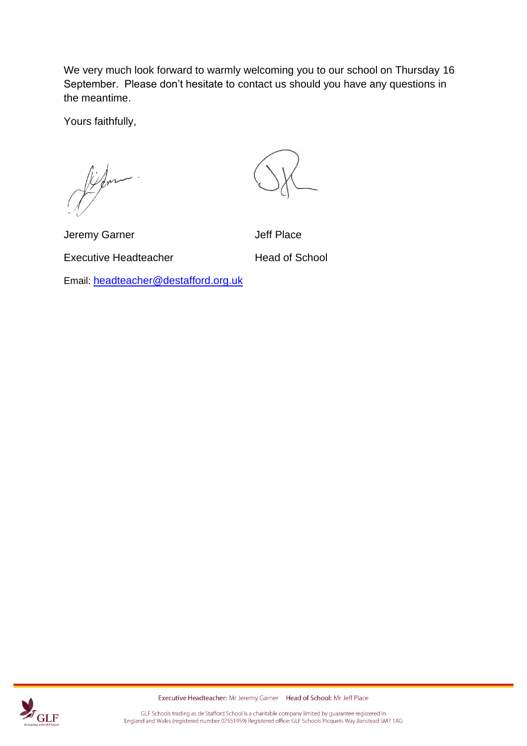We very much look forward to warmly welcoming you to our school on Thursday 16 September. Please don't hesitate to contact us should you have any questions in the meantime.

Yours faithfully,

Jeremy Garner
Executive Headteacher

Jeff Place
Head of School

Email: headteacher@destafford.org.uk